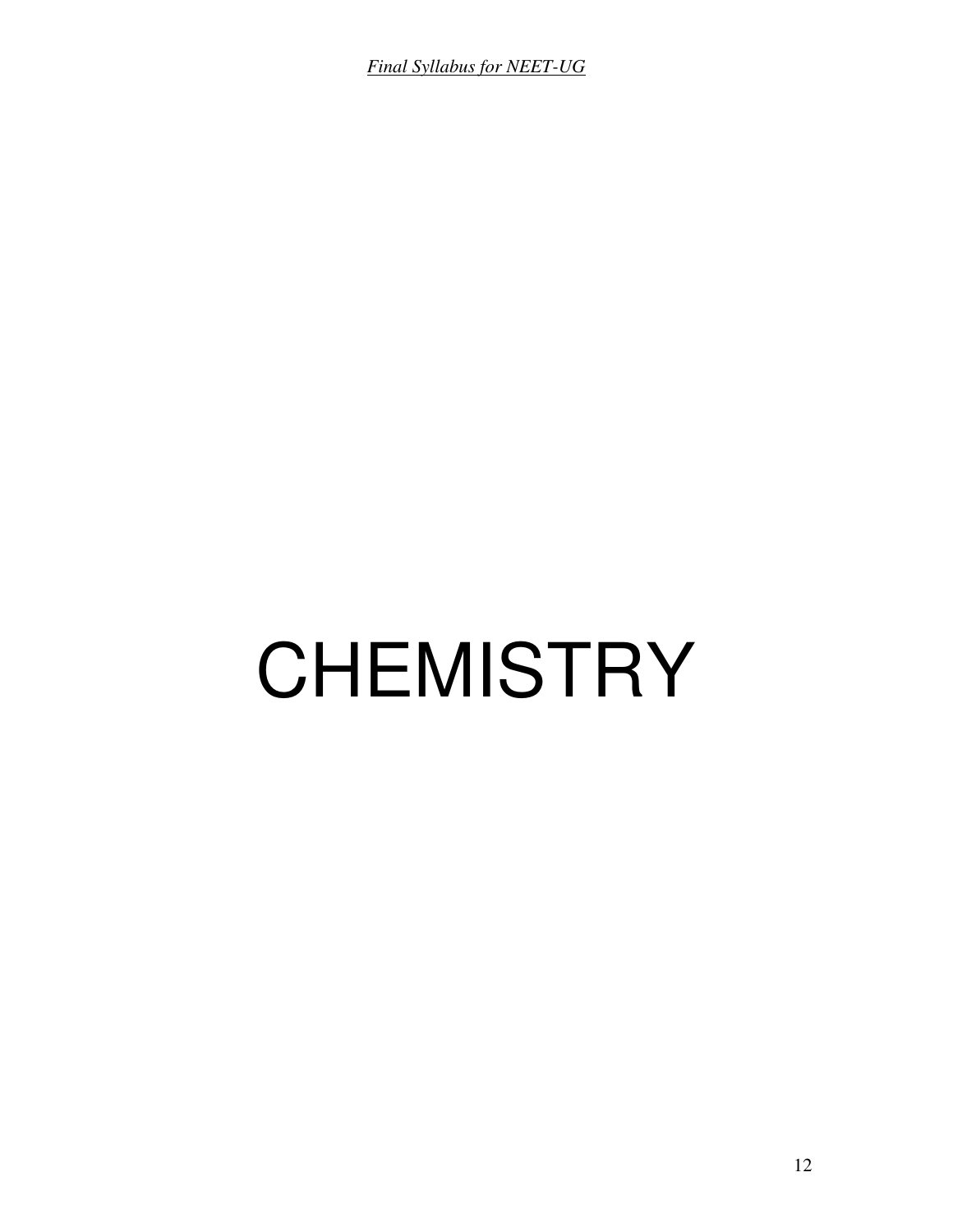# CHEMISTRY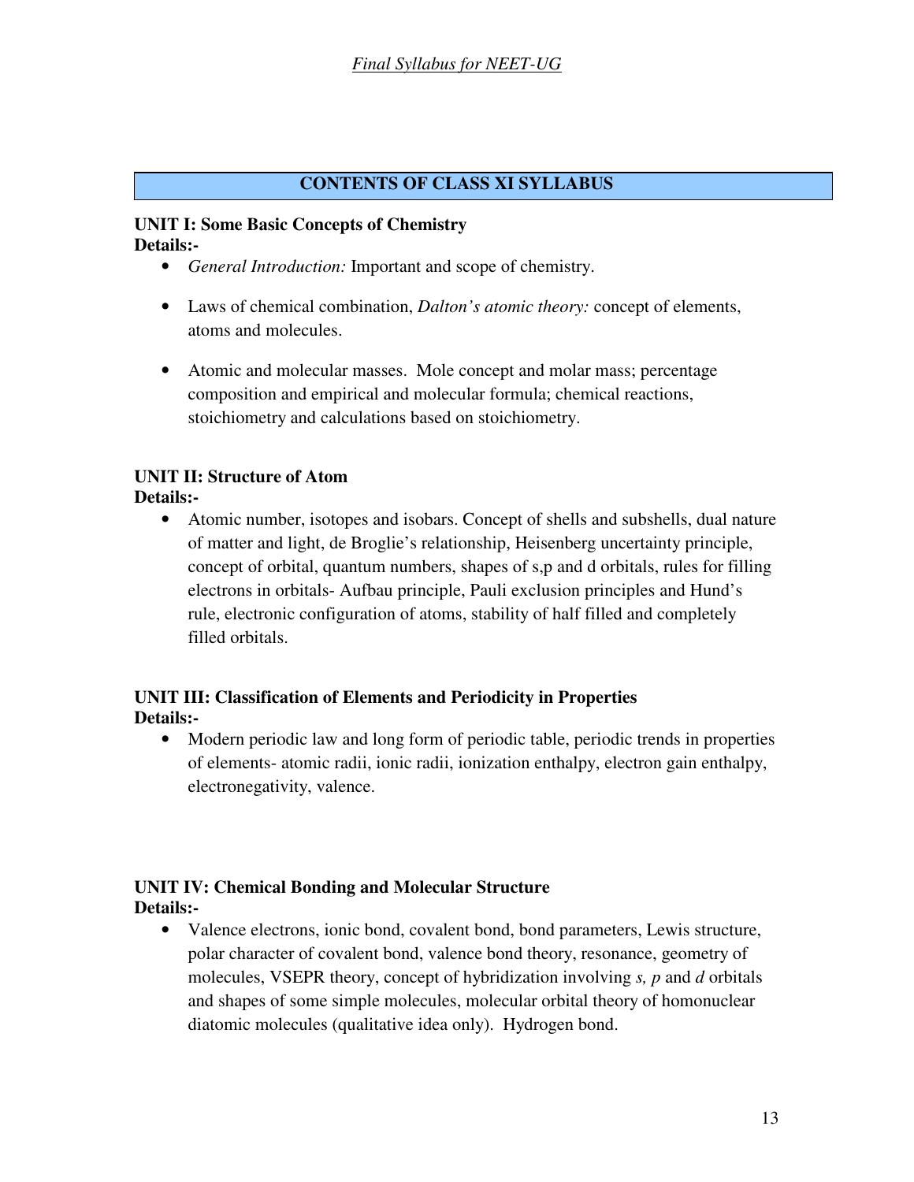## CONTENTS OF CLASS XI SYLLABUS

**UNIT I: Some Basic Concepts of Chemistry**
**Details:-**

- *General Introduction:* Important and scope of chemistry.
- Laws of chemical combination, *Dalton's atomic theory:* concept of elements, atoms and molecules.
- Atomic and molecular masses. Mole concept and molar mass; percentage composition and empirical and molecular formula; chemical reactions, stoichiometry and calculations based on stoichiometry.

**UNIT II: Structure of Atom**
**Details:-**

- Atomic number, isotopes and isobars. Concept of shells and subshells, dual nature of matter and light, de Broglie's relationship, Heisenberg uncertainty principle, concept of orbital, quantum numbers, shapes of s,p and d orbitals, rules for filling electrons in orbitals- Aufbau principle, Pauli exclusion principles and Hund's rule, electronic configuration of atoms, stability of half filled and completely filled orbitals.

**UNIT III: Classification of Elements and Periodicity in Properties**
**Details:-**

- Modern periodic law and long form of periodic table, periodic trends in properties of elements- atomic radii, ionic radii, ionization enthalpy, electron gain enthalpy, electronegativity, valence.

**UNIT IV: Chemical Bonding and Molecular Structure**
**Details:-**

- Valence electrons, ionic bond, covalent bond, bond parameters, Lewis structure, polar character of covalent bond, valence bond theory, resonance, geometry of molecules, VSEPR theory, concept of hybridization involving *s, p* and *d* orbitals and shapes of some simple molecules, molecular orbital theory of homonuclear diatomic molecules (qualitative idea only). Hydrogen bond.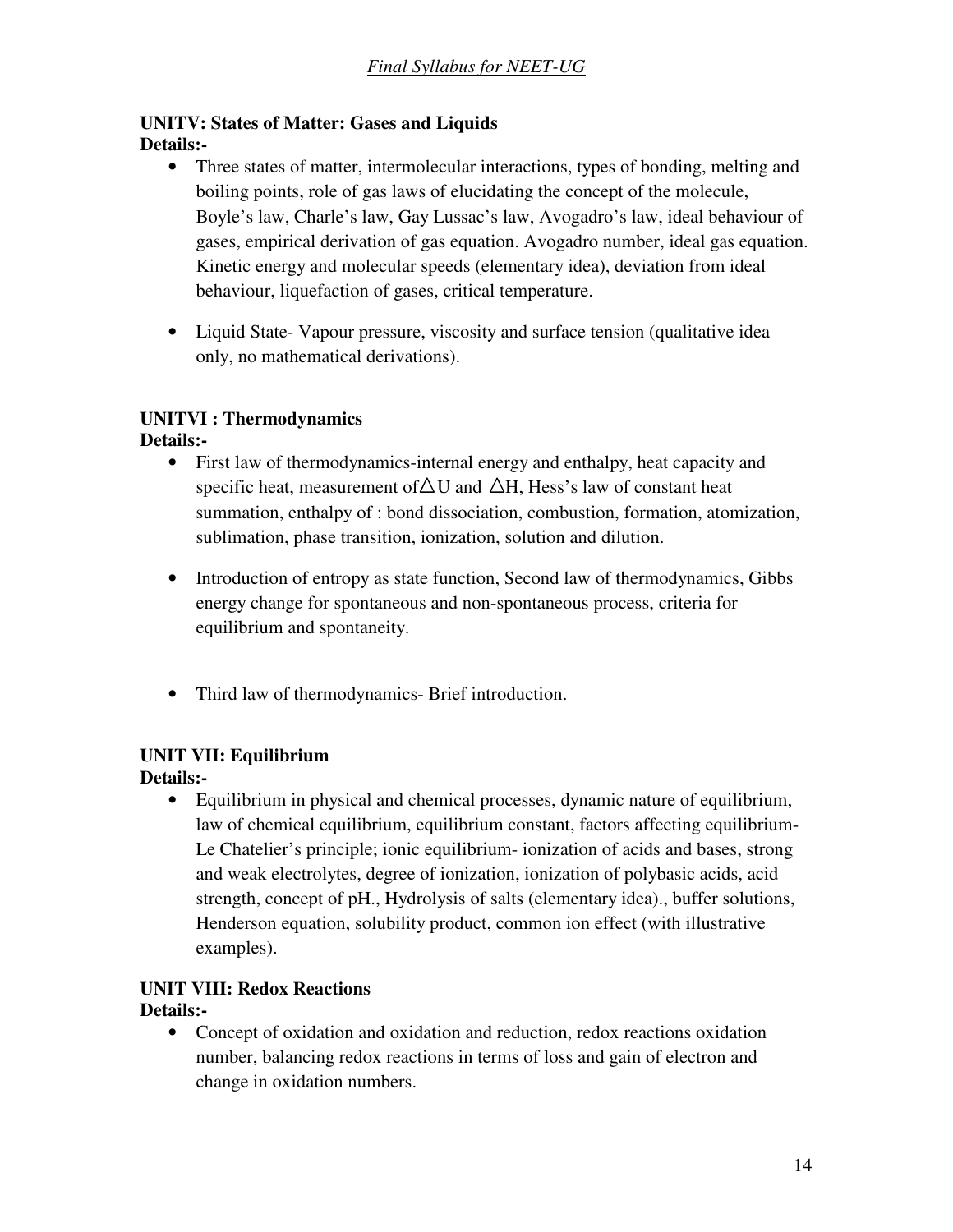**UNITV: States of Matter: Gases and Liquids**

**Details:-**

- Three states of matter, intermolecular interactions, types of bonding, melting and boiling points, role of gas laws of elucidating the concept of the molecule, Boyle's law, Charle's law, Gay Lussac's law, Avogadro's law, ideal behaviour of gases, empirical derivation of gas equation. Avogadro number, ideal gas equation. Kinetic energy and molecular speeds (elementary idea), deviation from ideal behaviour, liquefaction of gases, critical temperature.

- Liquid State- Vapour pressure, viscosity and surface tension (qualitative idea only, no mathematical derivations).

**UNITVI : Thermodynamics**

**Details:-**

- First law of thermodynamics-internal energy and enthalpy, heat capacity and specific heat, measurement of $\triangle U$ and $\triangle H$, Hess's law of constant heat summation, enthalpy of : bond dissociation, combustion, formation, atomization, sublimation, phase transition, ionization, solution and dilution.

- Introduction of entropy as state function, Second law of thermodynamics, Gibbs energy change for spontaneous and non-spontaneous process, criteria for equilibrium and spontaneity.

- Third law of thermodynamics- Brief introduction.

**UNIT VII: Equilibrium**

**Details:-**

- Equilibrium in physical and chemical processes, dynamic nature of equilibrium, law of chemical equilibrium, equilibrium constant, factors affecting equilibrium- Le Chatelier's principle; ionic equilibrium- ionization of acids and bases, strong and weak electrolytes, degree of ionization, ionization of polybasic acids, acid strength, concept of pH., Hydrolysis of salts (elementary idea)., buffer solutions, Henderson equation, solubility product, common ion effect (with illustrative examples).

**UNIT VIII: Redox Reactions**

**Details:-**

- Concept of oxidation and oxidation and reduction, redox reactions oxidation number, balancing redox reactions in terms of loss and gain of electron and change in oxidation numbers.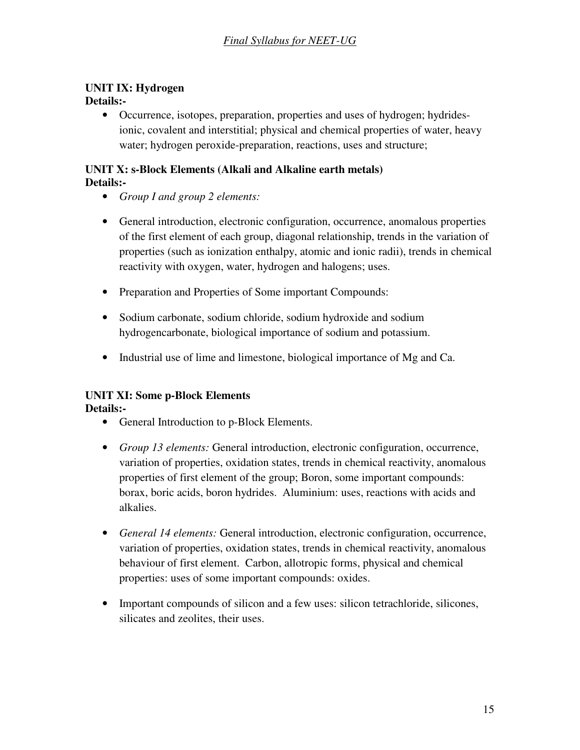**UNIT IX: Hydrogen**

**Details:-**

- Occurrence, isotopes, preparation, properties and uses of hydrogen; hydrides-ionic, covalent and interstitial; physical and chemical properties of water, heavy water; hydrogen peroxide-preparation, reactions, uses and structure;

**UNIT X: s-Block Elements (Alkali and Alkaline earth metals)**

**Details:-**

- *Group I and group 2 elements:*
- General introduction, electronic configuration, occurrence, anomalous properties of the first element of each group, diagonal relationship, trends in the variation of properties (such as ionization enthalpy, atomic and ionic radii), trends in chemical reactivity with oxygen, water, hydrogen and halogens; uses.
- Preparation and Properties of Some important Compounds:
- Sodium carbonate, sodium chloride, sodium hydroxide and sodium hydrogencarbonate, biological importance of sodium and potassium.
- Industrial use of lime and limestone, biological importance of Mg and Ca.

**UNIT XI: Some p-Block Elements**

**Details:-**

- General Introduction to p-Block Elements.
- *Group 13 elements:* General introduction, electronic configuration, occurrence, variation of properties, oxidation states, trends in chemical reactivity, anomalous properties of first element of the group; Boron, some important compounds: borax, boric acids, boron hydrides. Aluminium: uses, reactions with acids and alkalies.
- *General 14 elements:* General introduction, electronic configuration, occurrence, variation of properties, oxidation states, trends in chemical reactivity, anomalous behaviour of first element. Carbon, allotropic forms, physical and chemical properties: uses of some important compounds: oxides.
- Important compounds of silicon and a few uses: silicon tetrachloride, silicones, silicates and zeolites, their uses.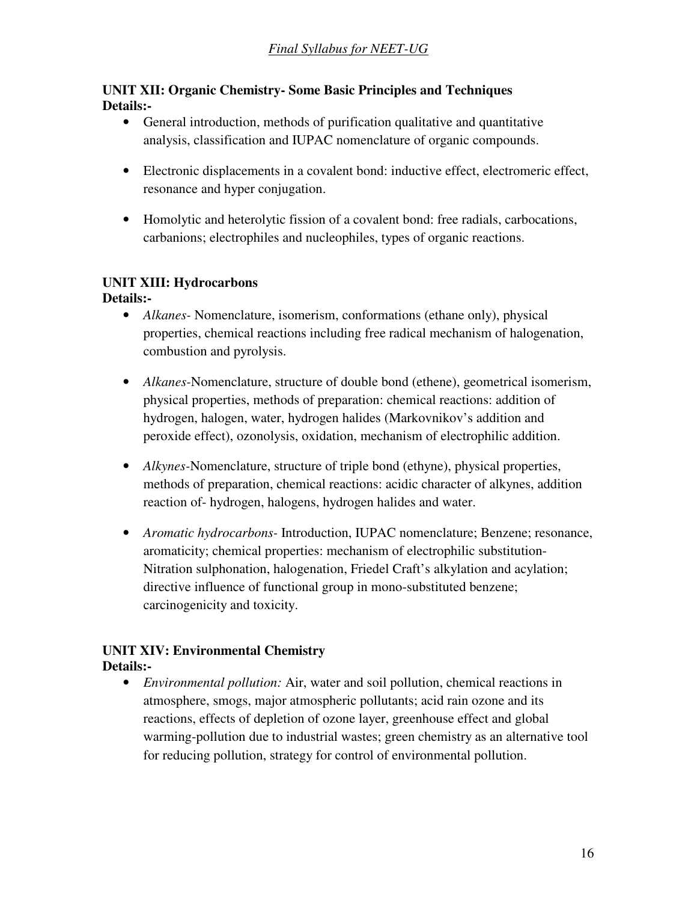### UNIT XII: Organic Chemistry- Some Basic Principles and Techniques

**Details:-**

- General introduction, methods of purification qualitative and quantitative analysis, classification and IUPAC nomenclature of organic compounds.
- Electronic displacements in a covalent bond: inductive effect, electromeric effect, resonance and hyper conjugation.
- Homolytic and heterolytic fission of a covalent bond: free radials, carbocations, carbanions; electrophiles and nucleophiles, types of organic reactions.

### UNIT XIII: Hydrocarbons

**Details:-**

- *Alkanes-* Nomenclature, isomerism, conformations (ethane only), physical properties, chemical reactions including free radical mechanism of halogenation, combustion and pyrolysis.
- *Alkanes-*Nomenclature, structure of double bond (ethene), geometrical isomerism, physical properties, methods of preparation: chemical reactions: addition of hydrogen, halogen, water, hydrogen halides (Markovnikov's addition and peroxide effect), ozonolysis, oxidation, mechanism of electrophilic addition.
- *Alkynes-*Nomenclature, structure of triple bond (ethyne), physical properties, methods of preparation, chemical reactions: acidic character of alkynes, addition reaction of- hydrogen, halogens, hydrogen halides and water.
- *Aromatic hydrocarbons-* Introduction, IUPAC nomenclature; Benzene; resonance, aromaticity; chemical properties: mechanism of electrophilic substitution- Nitration sulphonation, halogenation, Friedel Craft's alkylation and acylation; directive influence of functional group in mono-substituted benzene; carcinogenicity and toxicity.

### UNIT XIV: Environmental Chemistry

**Details:-**

- *Environmental pollution:* Air, water and soil pollution, chemical reactions in atmosphere, smogs, major atmospheric pollutants; acid rain ozone and its reactions, effects of depletion of ozone layer, greenhouse effect and global warming-pollution due to industrial wastes; green chemistry as an alternative tool for reducing pollution, strategy for control of environmental pollution.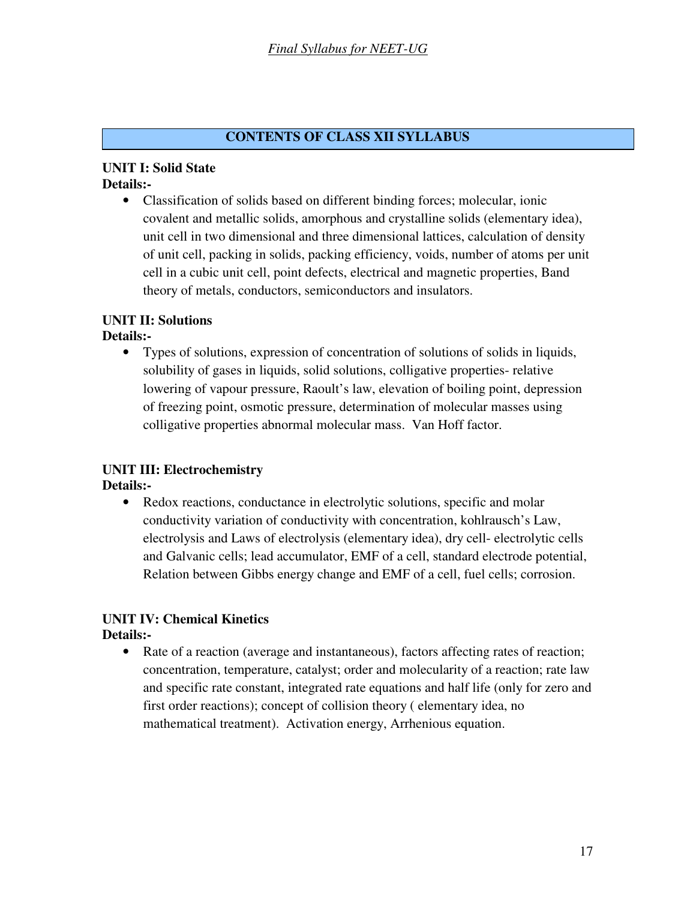## CONTENTS OF CLASS XII SYLLABUS

**UNIT I: Solid State**

**Details:-**

- Classification of solids based on different binding forces; molecular, ionic covalent and metallic solids, amorphous and crystalline solids (elementary idea), unit cell in two dimensional and three dimensional lattices, calculation of density of unit cell, packing in solids, packing efficiency, voids, number of atoms per unit cell in a cubic unit cell, point defects, electrical and magnetic properties, Band theory of metals, conductors, semiconductors and insulators.

**UNIT II: Solutions**

**Details:-**

- Types of solutions, expression of concentration of solutions of solids in liquids, solubility of gases in liquids, solid solutions, colligative properties- relative lowering of vapour pressure, Raoult's law, elevation of boiling point, depression of freezing point, osmotic pressure, determination of molecular masses using colligative properties abnormal molecular mass. Van Hoff factor.

**UNIT III: Electrochemistry**

**Details:-**

- Redox reactions, conductance in electrolytic solutions, specific and molar conductivity variation of conductivity with concentration, kohlrausch's Law, electrolysis and Laws of electrolysis (elementary idea), dry cell- electrolytic cells and Galvanic cells; lead accumulator, EMF of a cell, standard electrode potential, Relation between Gibbs energy change and EMF of a cell, fuel cells; corrosion.

**UNIT IV: Chemical Kinetics**

**Details:-**

- Rate of a reaction (average and instantaneous), factors affecting rates of reaction; concentration, temperature, catalyst; order and molecularity of a reaction; rate law and specific rate constant, integrated rate equations and half life (only for zero and first order reactions); concept of collision theory ( elementary idea, no mathematical treatment). Activation energy, Arrhenious equation.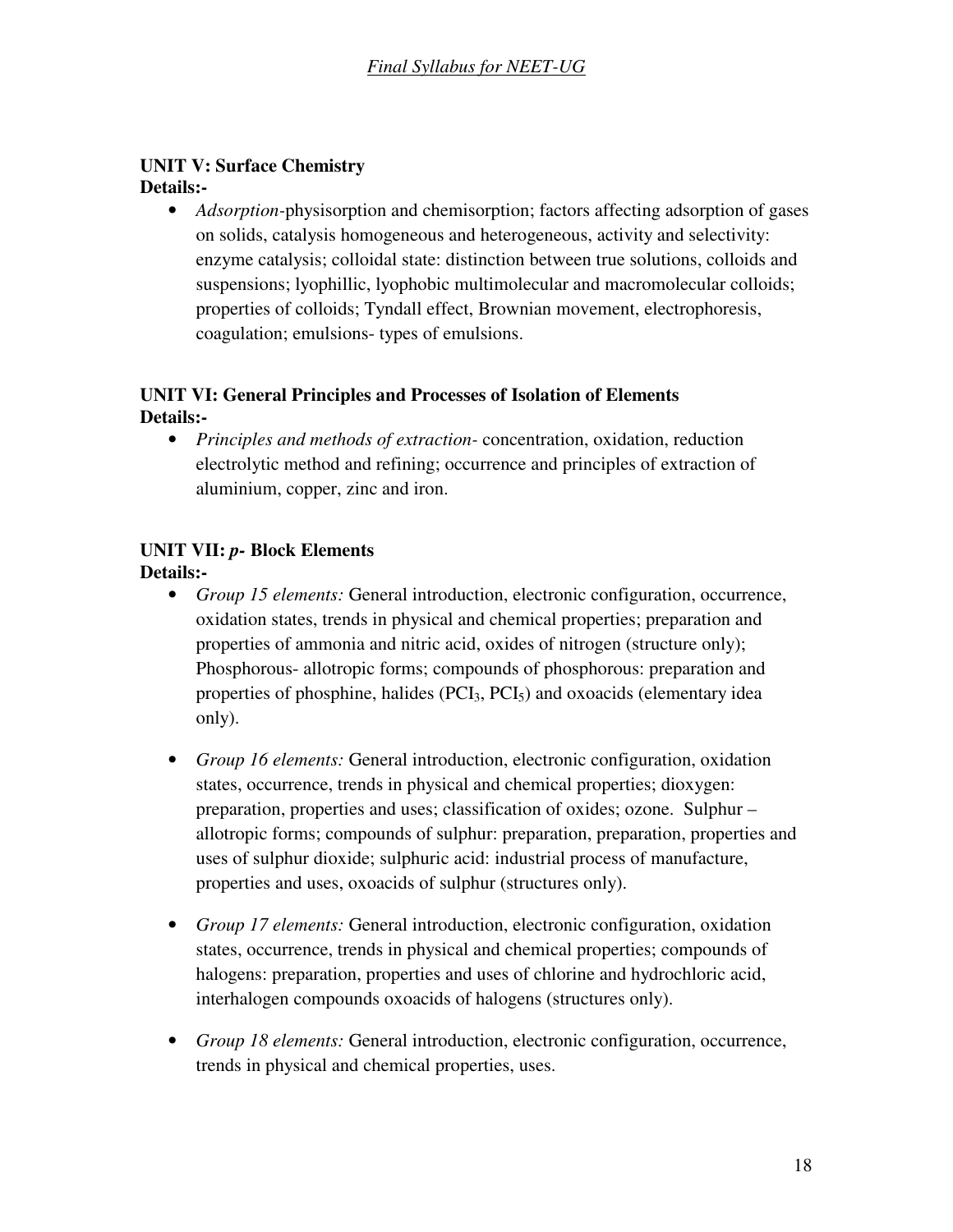### UNIT V: Surface Chemistry

**Details:-**

- *Adsorption*-physisorption and chemisorption; factors affecting adsorption of gases on solids, catalysis homogeneous and heterogeneous, activity and selectivity: enzyme catalysis; colloidal state: distinction between true solutions, colloids and suspensions; lyophillic, lyophobic multimolecular and macromolecular colloids; properties of colloids; Tyndall effect, Brownian movement, electrophoresis, coagulation; emulsions- types of emulsions.

### UNIT VI: General Principles and Processes of Isolation of Elements

**Details:-**

- *Principles and methods of extraction-* concentration, oxidation, reduction electrolytic method and refining; occurrence and principles of extraction of aluminium, copper, zinc and iron.

### UNIT VII: *p*- Block Elements

**Details:-**

- *Group 15 elements:* General introduction, electronic configuration, occurrence, oxidation states, trends in physical and chemical properties; preparation and properties of ammonia and nitric acid, oxides of nitrogen (structure only); Phosphorous- allotropic forms; compounds of phosphorous: preparation and properties of phosphine, halides ($PCI_3$, $PCI_5$) and oxoacids (elementary idea only).

- *Group 16 elements:* General introduction, electronic configuration, oxidation states, occurrence, trends in physical and chemical properties; dioxygen: preparation, properties and uses; classification of oxides; ozone. Sulphur – allotropic forms; compounds of sulphur: preparation, preparation, properties and uses of sulphur dioxide; sulphuric acid: industrial process of manufacture, properties and uses, oxoacids of sulphur (structures only).

- *Group 17 elements:* General introduction, electronic configuration, oxidation states, occurrence, trends in physical and chemical properties; compounds of halogens: preparation, properties and uses of chlorine and hydrochloric acid, interhalogen compounds oxoacids of halogens (structures only).

- *Group 18 elements:* General introduction, electronic configuration, occurrence, trends in physical and chemical properties, uses.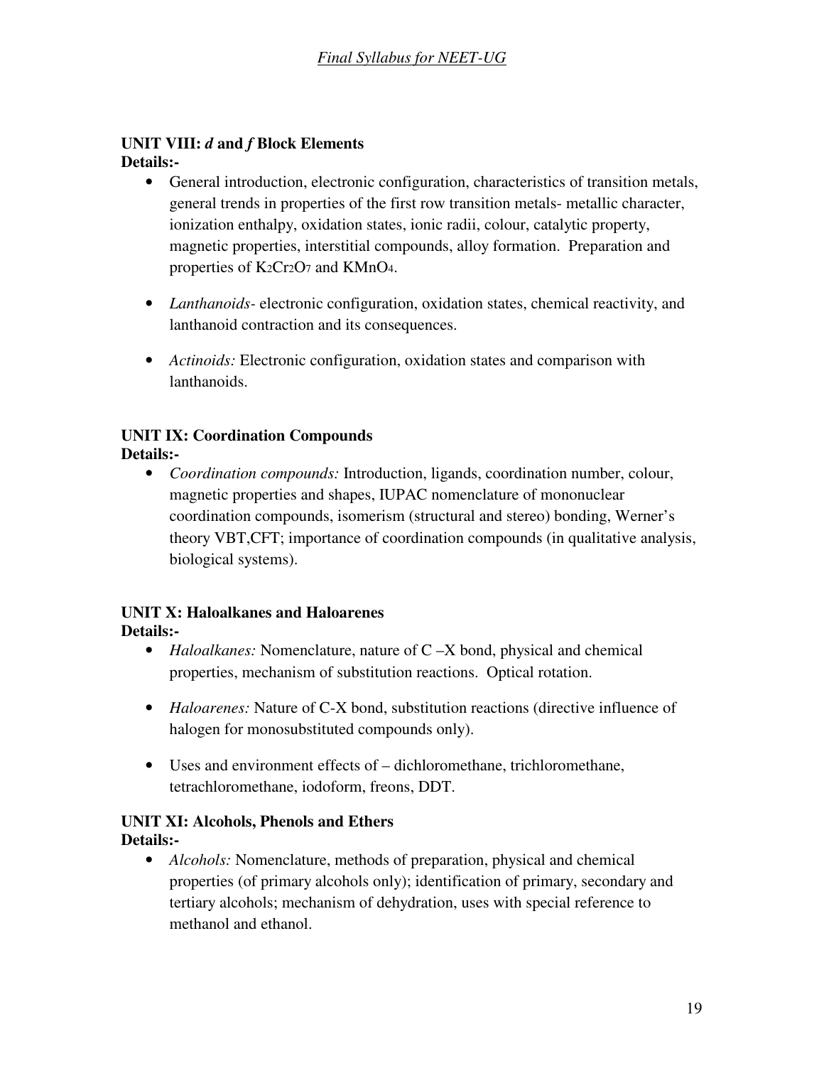**UNIT VIII: *d* and *f* Block Elements**

**Details:-**

- General introduction, electronic configuration, characteristics of transition metals, general trends in properties of the first row transition metals- metallic character, ionization enthalpy, oxidation states, ionic radii, colour, catalytic property, magnetic properties, interstitial compounds, alloy formation. Preparation and properties of $K_2Cr_2O_7$ and $KMnO_4$.

- *Lanthanoids*- electronic configuration, oxidation states, chemical reactivity, and lanthanoid contraction and its consequences.

- *Actinoids:* Electronic configuration, oxidation states and comparison with lanthanoids.

**UNIT IX: Coordination Compounds**

**Details:-**

- *Coordination compounds:* Introduction, ligands, coordination number, colour, magnetic properties and shapes, IUPAC nomenclature of mononuclear coordination compounds, isomerism (structural and stereo) bonding, Werner's theory VBT,CFT; importance of coordination compounds (in qualitative analysis, biological systems).

**UNIT X: Haloalkanes and Haloarenes**

**Details:-**

- *Haloalkanes:* Nomenclature, nature of C –X bond, physical and chemical properties, mechanism of substitution reactions. Optical rotation.

- *Haloarenes:* Nature of C-X bond, substitution reactions (directive influence of halogen for monosubstituted compounds only).

- Uses and environment effects of – dichloromethane, trichloromethane, tetrachloromethane, iodoform, freons, DDT.

**UNIT XI: Alcohols, Phenols and Ethers**

**Details:-**

- *Alcohols:* Nomenclature, methods of preparation, physical and chemical properties (of primary alcohols only); identification of primary, secondary and tertiary alcohols; mechanism of dehydration, uses with special reference to methanol and ethanol.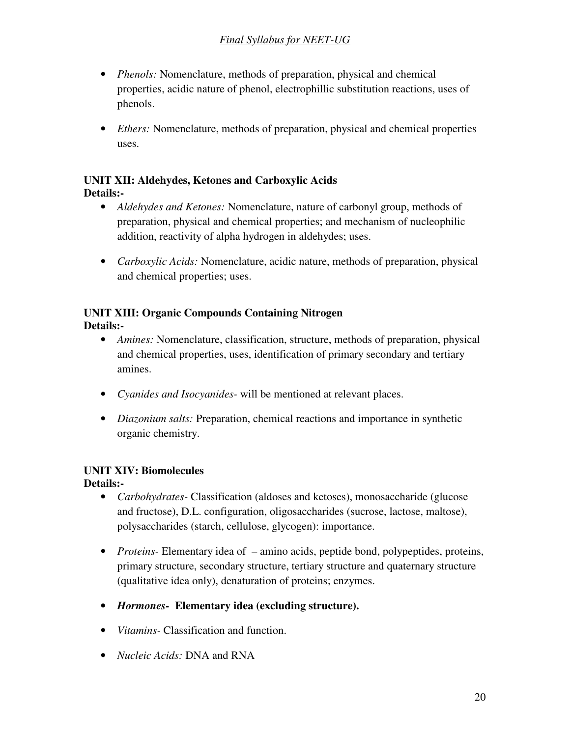- *Phenols:* Nomenclature, methods of preparation, physical and chemical properties, acidic nature of phenol, electrophillic substitution reactions, uses of phenols.

- *Ethers:* Nomenclature, methods of preparation, physical and chemical properties uses.

**UNIT XII: Aldehydes, Ketones and Carboxylic Acids**
**Details:-**

- *Aldehydes and Ketones:* Nomenclature, nature of carbonyl group, methods of preparation, physical and chemical properties; and mechanism of nucleophilic addition, reactivity of alpha hydrogen in aldehydes; uses.

- *Carboxylic Acids:* Nomenclature, acidic nature, methods of preparation, physical and chemical properties; uses.

**UNIT XIII: Organic Compounds Containing Nitrogen**
**Details:-**

- *Amines:* Nomenclature, classification, structure, methods of preparation, physical and chemical properties, uses, identification of primary secondary and tertiary amines.

- *Cyanides and Isocyanides-* will be mentioned at relevant places.

- *Diazonium salts:* Preparation, chemical reactions and importance in synthetic organic chemistry.

**UNIT XIV: Biomolecules**
**Details:-**

- *Carbohydrates-* Classification (aldoses and ketoses), monosaccharide (glucose and fructose), D.L. configuration, oligosaccharides (sucrose, lactose, maltose), polysaccharides (starch, cellulose, glycogen): importance.

- *Proteins-* Elementary idea of – amino acids, peptide bond, polypeptides, proteins, primary structure, secondary structure, tertiary structure and quaternary structure (qualitative idea only), denaturation of proteins; enzymes.

- ***Hormones-* Elementary idea (excluding structure).**

- *Vitamins-* Classification and function.

- *Nucleic Acids:* DNA and RNA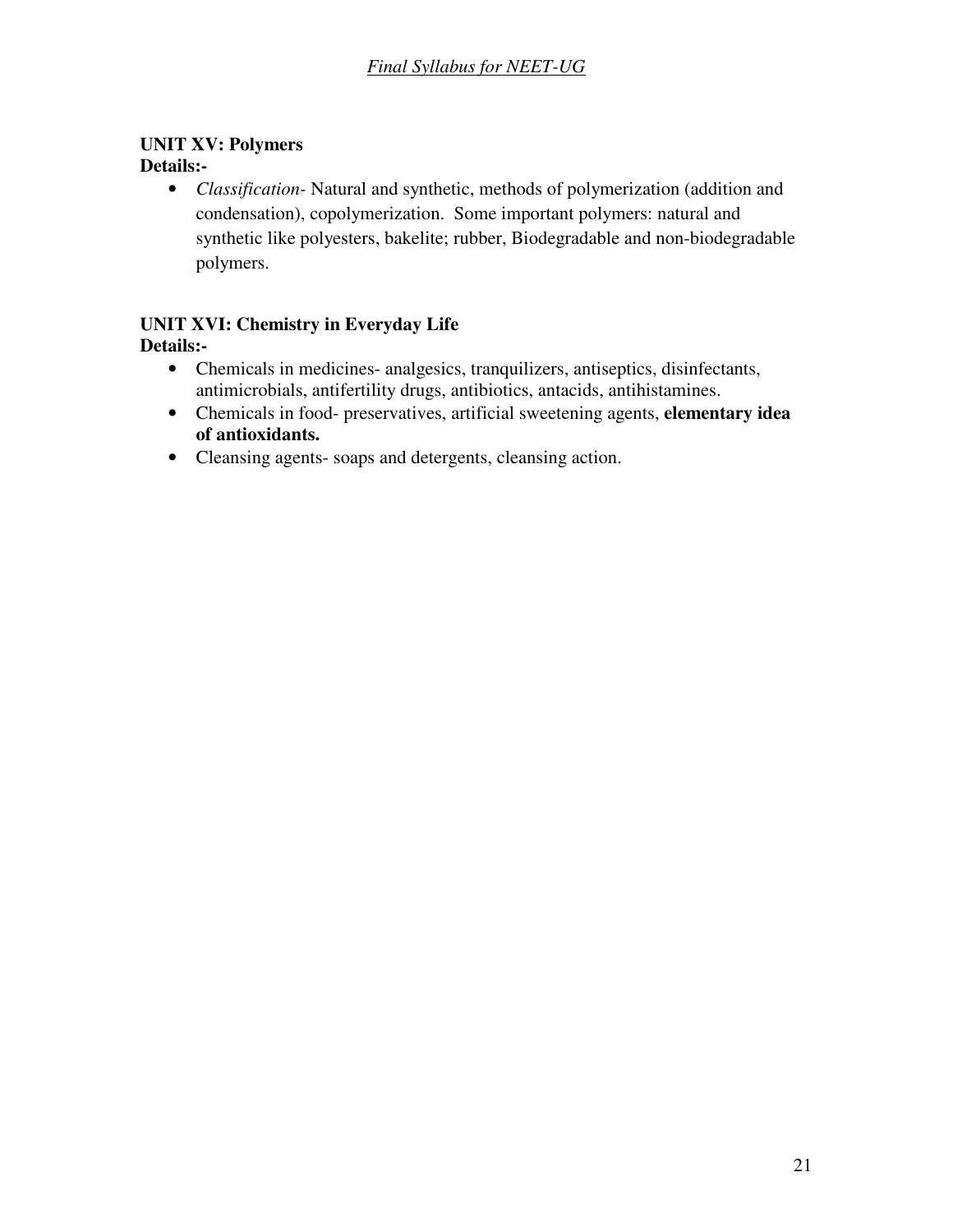**UNIT XV: Polymers**

**Details:-**

- *Classification-* Natural and synthetic, methods of polymerization (addition and condensation), copolymerization. Some important polymers: natural and synthetic like polyesters, bakelite; rubber, Biodegradable and non-biodegradable polymers.

**UNIT XVI: Chemistry in Everyday Life**

**Details:-**

- Chemicals in medicines- analgesics, tranquilizers, antiseptics, disinfectants, antimicrobials, antifertility drugs, antibiotics, antacids, antihistamines.
- Chemicals in food- preservatives, artificial sweetening agents, **elementary idea of antioxidants.**
- Cleansing agents- soaps and detergents, cleansing action.